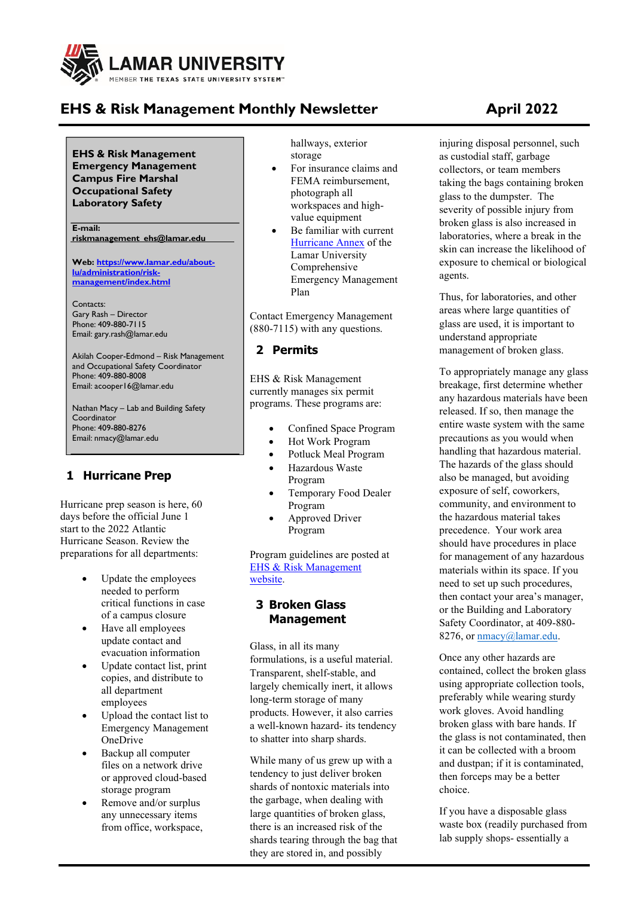LAMAR UNIVERSITY
MEMBER THE TEXAS STATE UNIVERSITY SYSTEM™

# EHS & Risk Management Monthly Newsletter — April 2022

**EHS & Risk Management**
**Emergency Management**
**Campus Fire Marshal**
**Occupational Safety**
**Laboratory Safety**

**E-mail:** riskmanagement_ehs@lamar.edu

**Web:** [https://www.lamar.edu/about-lu/administration/risk-management/index.html](https://www.lamar.edu/about-lu/administration/risk-management/index.html)

Contacts:
Gary Rash – Director
Phone: 409-880-7115
Email: gary.rash@lamar.edu

Akilah Cooper-Edmond – Risk Management and Occupational Safety Coordinator
Phone: 409-880-8008
Email: acooper16@lamar.edu

Nathan Macy – Lab and Building Safety Coordinator
Phone: 409-880-8276
Email: nmacy@lamar.edu

## 1 Hurricane Prep

Hurricane prep season is here, 60 days before the official June 1 start to the 2022 Atlantic Hurricane Season. Review the preparations for all departments:

- Update the employees needed to perform critical functions in case of a campus closure
- Have all employees update contact and evacuation information
- Update contact list, print copies, and distribute to all department employees
- Upload the contact list to Emergency Management OneDrive
- Backup all computer files on a network drive or approved cloud-based storage program
- Remove and/or surplus any unnecessary items from office, workspace, hallways, exterior storage
- For insurance claims and FEMA reimbursement, photograph all workspaces and high-value equipment
- Be familiar with current Hurricane Annex of the Lamar University Comprehensive Emergency Management Plan

Contact Emergency Management (880-7115) with any questions.

## 2 Permits

EHS & Risk Management currently manages six permit programs. These programs are:

- Confined Space Program
- Hot Work Program
- Potluck Meal Program
- Hazardous Waste Program
- Temporary Food Dealer Program
- Approved Driver Program

Program guidelines are posted at EHS & Risk Management website.

## 3 Broken Glass Management

Glass, in all its many formulations, is a useful material. Transparent, shelf-stable, and largely chemically inert, it allows long-term storage of many products. However, it also carries a well-known hazard- its tendency to shatter into sharp shards.

While many of us grew up with a tendency to just deliver broken shards of nontoxic materials into the garbage, when dealing with large quantities of broken glass, there is an increased risk of the shards tearing through the bag that they are stored in, and possibly injuring disposal personnel, such as custodial staff, garbage collectors, or team members taking the bags containing broken glass to the dumpster. The severity of possible injury from broken glass is also increased in laboratories, where a break in the skin can increase the likelihood of exposure to chemical or biological agents.

Thus, for laboratories, and other areas where large quantities of glass are used, it is important to understand appropriate management of broken glass.

To appropriately manage any glass breakage, first determine whether any hazardous materials have been released. If so, then manage the entire waste system with the same precautions as you would when handling that hazardous material. The hazards of the glass should also be managed, but avoiding exposure of self, coworkers, community, and environment to the hazardous material takes precedence. Your work area should have procedures in place for management of any hazardous materials within its space. If you need to set up such procedures, then contact your area's manager, or the Building and Laboratory Safety Coordinator, at 409-880-8276, or nmacy@lamar.edu.

Once any other hazards are contained, collect the broken glass using appropriate collection tools, preferably while wearing sturdy work gloves. Avoid handling broken glass with bare hands. If the glass is not contaminated, then it can be collected with a broom and dustpan; if it is contaminated, then forceps may be a better choice.

If you have a disposable glass waste box (readily purchased from lab supply shops- essentially a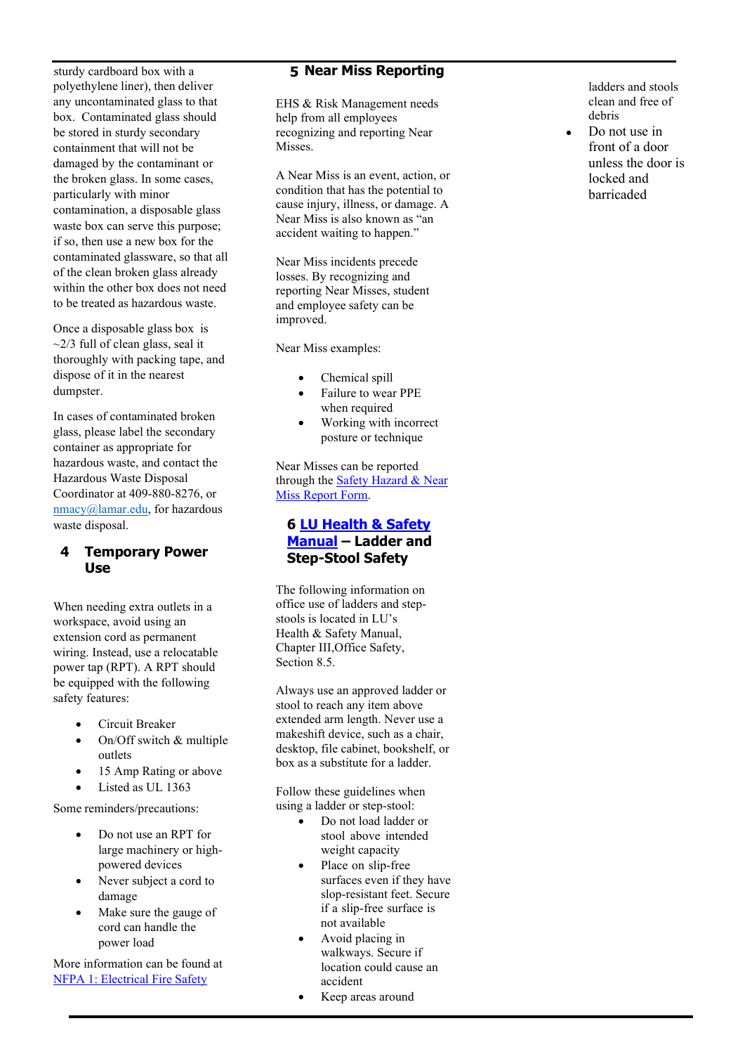sturdy cardboard box with a polyethylene liner), then deliver any uncontaminated glass to that box. Contaminated glass should be stored in sturdy secondary containment that will not be damaged by the contaminant or the broken glass. In some cases, particularly with minor contamination, a disposable glass waste box can serve this purpose; if so, then use a new box for the contaminated glassware, so that all of the clean broken glass already within the other box does not need to be treated as hazardous waste.

Once a disposable glass box is ~2/3 full of clean glass, seal it thoroughly with packing tape, and dispose of it in the nearest dumpster.

In cases of contaminated broken glass, please label the secondary container as appropriate for hazardous waste, and contact the Hazardous Waste Disposal Coordinator at 409-880-8276, or nmacy@lamar.edu, for hazardous waste disposal.

## 4 Temporary Power Use

When needing extra outlets in a workspace, avoid using an extension cord as permanent wiring. Instead, use a relocatable power tap (RPT). A RPT should be equipped with the following safety features:

- Circuit Breaker
- On/Off switch & multiple outlets
- 15 Amp Rating or above
- Listed as UL 1363

Some reminders/precautions:

- Do not use an RPT for large machinery or high-powered devices
- Never subject a cord to damage
- Make sure the gauge of cord can handle the power load

More information can be found at NFPA 1: Electrical Fire Safety

## 5 Near Miss Reporting

EHS & Risk Management needs help from all employees recognizing and reporting Near Misses.

A Near Miss is an event, action, or condition that has the potential to cause injury, illness, or damage. A Near Miss is also known as "an accident waiting to happen."

Near Miss incidents precede losses. By recognizing and reporting Near Misses, student and employee safety can be improved.

Near Miss examples:

- Chemical spill
- Failure to wear PPE when required
- Working with incorrect posture or technique

Near Misses can be reported through the Safety Hazard & Near Miss Report Form.

## 6 LU Health & Safety Manual – Ladder and Step-Stool Safety

The following information on office use of ladders and step-stools is located in LU's Health & Safety Manual, Chapter III,Office Safety, Section 8.5.

Always use an approved ladder or stool to reach any item above extended arm length. Never use a makeshift device, such as a chair, desktop, file cabinet, bookshelf, or box as a substitute for a ladder.

Follow these guidelines when using a ladder or step-stool:

- Do not load ladder or stool above intended weight capacity
- Place on slip-free surfaces even if they have slop-resistant feet. Secure if a slip-free surface is not available
- Avoid placing in walkways. Secure if location could cause an accident
- Keep areas around ladders and stools clean and free of debris
- Do not use in front of a door unless the door is locked and barricaded